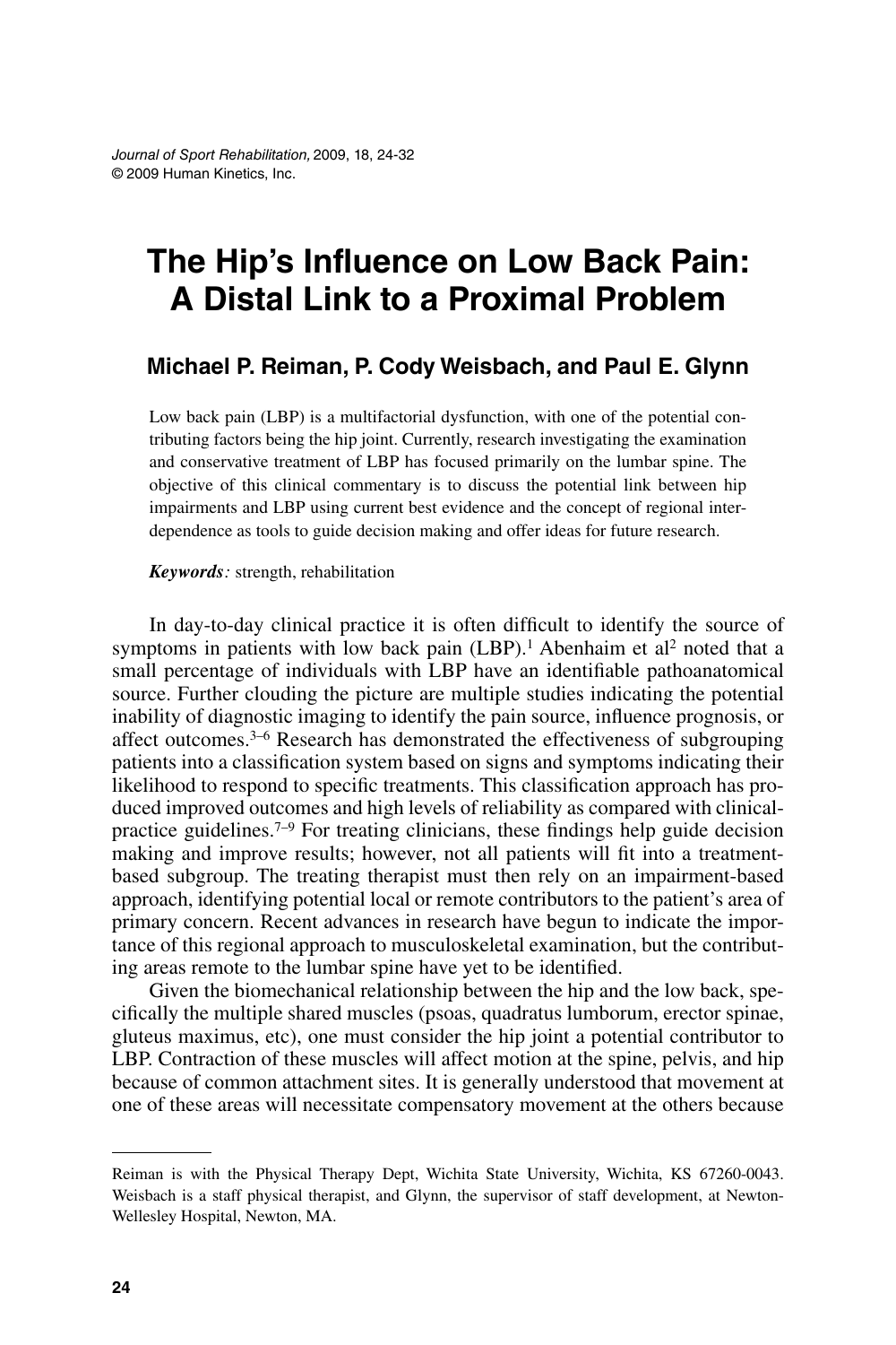# The Hip's Influence on Low Back Pain: A Distal Link to a Proximal Problem

**Michael P. Reiman, P. Cody Weisbach, and Paul E. Glynn**

Low back pain (LBP) is a multifactorial dysfunction, with one of the potential contributing factors being the hip joint. Currently, research investigating the examination and conservative treatment of LBP has focused primarily on the lumbar spine. The objective of this clinical commentary is to discuss the potential link between hip impairments and LBP using current best evidence and the concept of regional interdependence as tools to guide decision making and offer ideas for future research.

***Keywords:*** strength, rehabilitation

In day-to-day clinical practice it is often difficult to identify the source of symptoms in patients with low back pain (LBP).[1] Abenhaim et al[2] noted that a small percentage of individuals with LBP have an identifiable pathoanatomical source. Further clouding the picture are multiple studies indicating the potential inability of diagnostic imaging to identify the pain source, influence prognosis, or affect outcomes.[3–6] Research has demonstrated the effectiveness of subgrouping patients into a classification system based on signs and symptoms indicating their likelihood to respond to specific treatments. This classification approach has produced improved outcomes and high levels of reliability as compared with clinical-practice guidelines.[7–9] For treating clinicians, these findings help guide decision making and improve results; however, not all patients will fit into a treatment-based subgroup. The treating therapist must then rely on an impairment-based approach, identifying potential local or remote contributors to the patient's area of primary concern. Recent advances in research have begun to indicate the importance of this regional approach to musculoskeletal examination, but the contributing areas remote to the lumbar spine have yet to be identified.

Given the biomechanical relationship between the hip and the low back, specifically the multiple shared muscles (psoas, quadratus lumborum, erector spinae, gluteus maximus, etc), one must consider the hip joint a potential contributor to LBP. Contraction of these muscles will affect motion at the spine, pelvis, and hip because of common attachment sites. It is generally understood that movement at one of these areas will necessitate compensatory movement at the others because

---

Reiman is with the Physical Therapy Dept, Wichita State University, Wichita, KS 67260-0043. Weisbach is a staff physical therapist, and Glynn, the supervisor of staff development, at Newton-Wellesley Hospital, Newton, MA.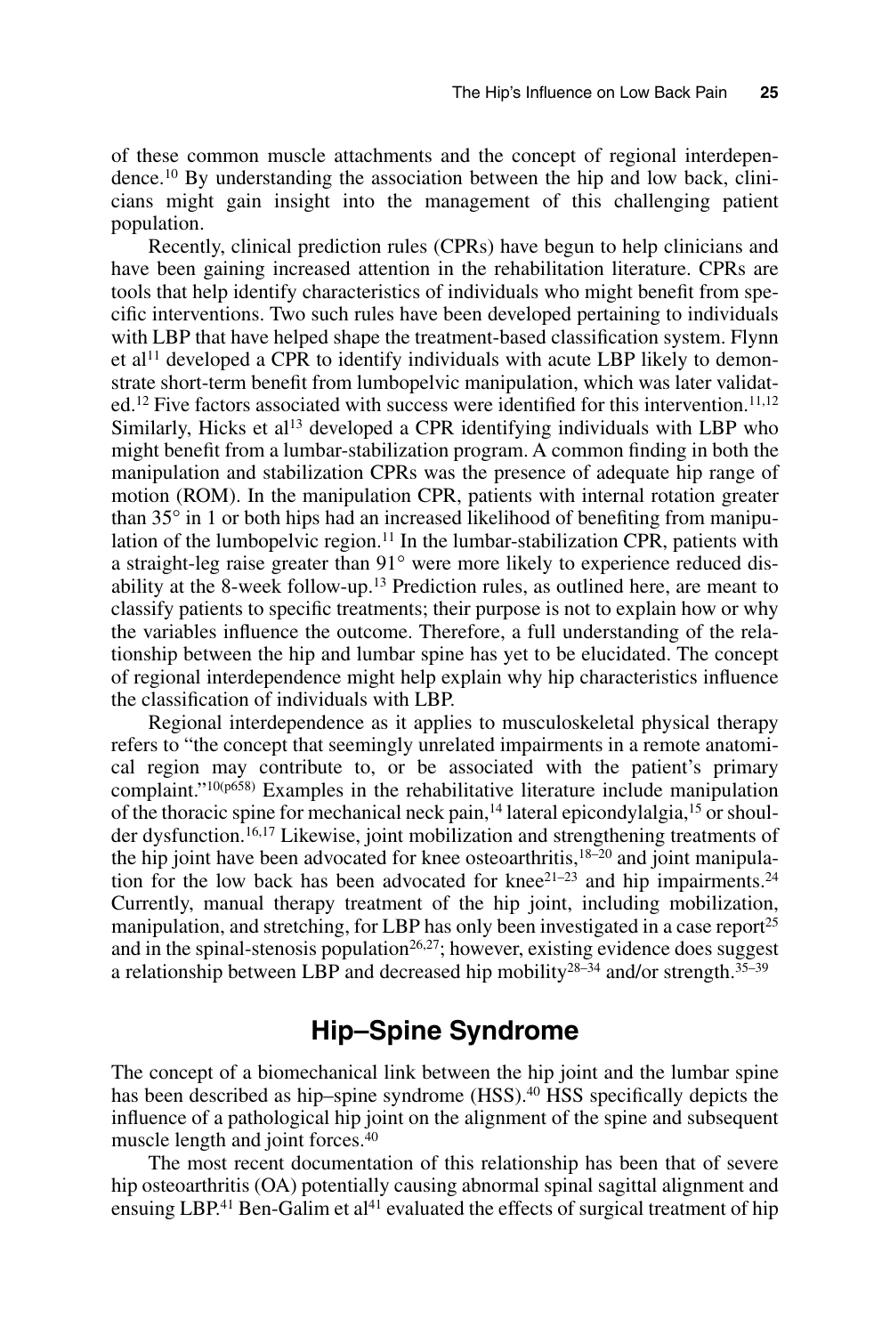of these common muscle attachments and the concept of regional interdependence.[10] By understanding the association between the hip and low back, clinicians might gain insight into the management of this challenging patient population.

Recently, clinical prediction rules (CPRs) have begun to help clinicians and have been gaining increased attention in the rehabilitation literature. CPRs are tools that help identify characteristics of individuals who might benefit from specific interventions. Two such rules have been developed pertaining to individuals with LBP that have helped shape the treatment-based classification system. Flynn et al[11] developed a CPR to identify individuals with acute LBP likely to demonstrate short-term benefit from lumbopelvic manipulation, which was later validated.[12] Five factors associated with success were identified for this intervention.[11,12] Similarly, Hicks et al[13] developed a CPR identifying individuals with LBP who might benefit from a lumbar-stabilization program. A common finding in both the manipulation and stabilization CPRs was the presence of adequate hip range of motion (ROM). In the manipulation CPR, patients with internal rotation greater than 35° in 1 or both hips had an increased likelihood of benefiting from manipulation of the lumbopelvic region.[11] In the lumbar-stabilization CPR, patients with a straight-leg raise greater than 91° were more likely to experience reduced disability at the 8-week follow-up.[13] Prediction rules, as outlined here, are meant to classify patients to specific treatments; their purpose is not to explain how or why the variables influence the outcome. Therefore, a full understanding of the relationship between the hip and lumbar spine has yet to be elucidated. The concept of regional interdependence might help explain why hip characteristics influence the classification of individuals with LBP.

Regional interdependence as it applies to musculoskeletal physical therapy refers to "the concept that seemingly unrelated impairments in a remote anatomical region may contribute to, or be associated with the patient's primary complaint."[10(p658)] Examples in the rehabilitative literature include manipulation of the thoracic spine for mechanical neck pain,[14] lateral epicondylalgia,[15] or shoulder dysfunction.[16,17] Likewise, joint mobilization and strengthening treatments of the hip joint have been advocated for knee osteoarthritis,[18–20] and joint manipulation for the low back has been advocated for knee[21–23] and hip impairments.[24] Currently, manual therapy treatment of the hip joint, including mobilization, manipulation, and stretching, for LBP has only been investigated in a case report[25] and in the spinal-stenosis population[26,27]; however, existing evidence does suggest a relationship between LBP and decreased hip mobility[28–34] and/or strength.[35–39]

## Hip–Spine Syndrome

The concept of a biomechanical link between the hip joint and the lumbar spine has been described as hip–spine syndrome (HSS).[40] HSS specifically depicts the influence of a pathological hip joint on the alignment of the spine and subsequent muscle length and joint forces.[40]

The most recent documentation of this relationship has been that of severe hip osteoarthritis (OA) potentially causing abnormal spinal sagittal alignment and ensuing LBP.[41] Ben-Galim et al[41] evaluated the effects of surgical treatment of hip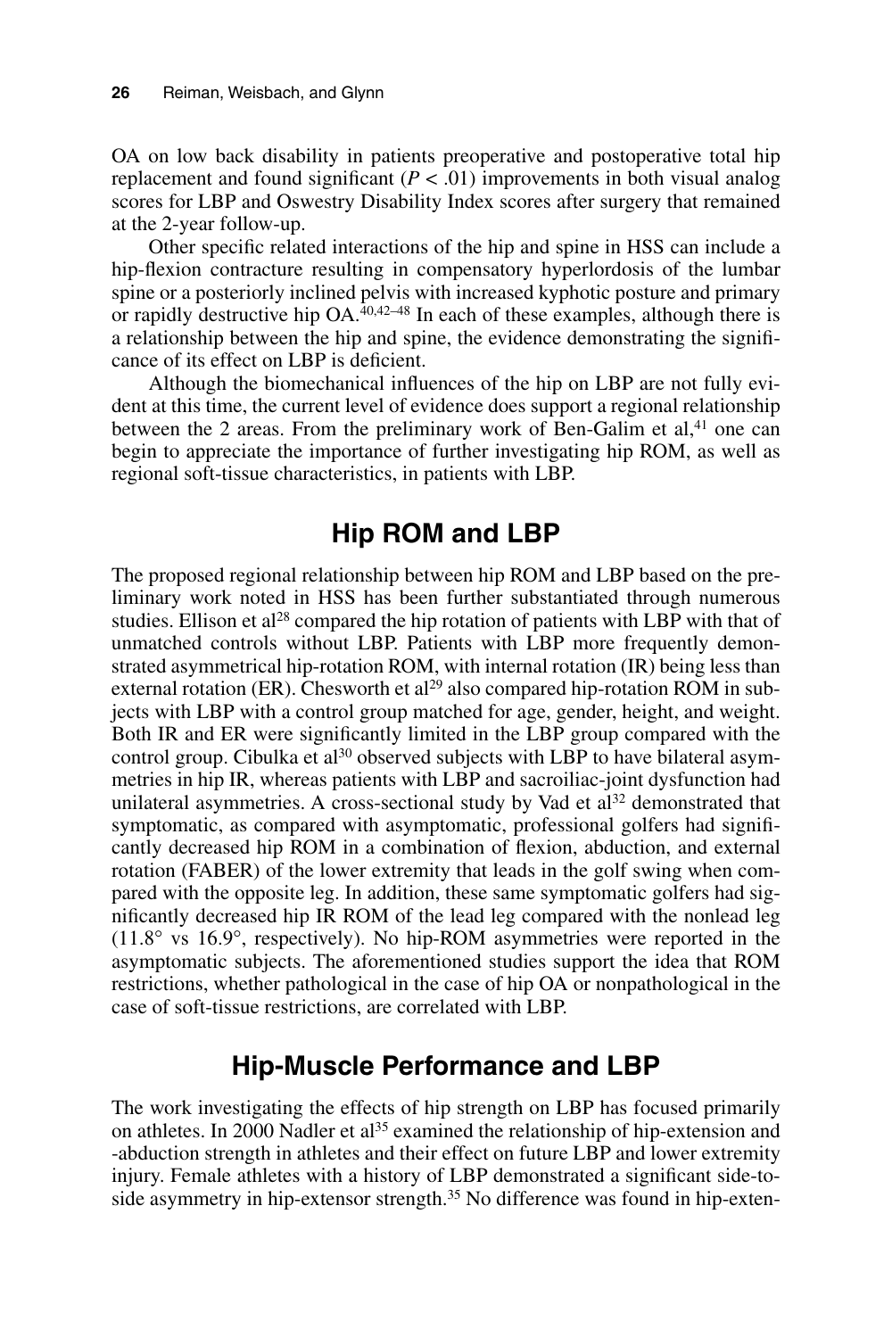OA on low back disability in patients preoperative and postoperative total hip replacement and found significant ($P < .01$) improvements in both visual analog scores for LBP and Oswestry Disability Index scores after surgery that remained at the 2-year follow-up.

Other specific related interactions of the hip and spine in HSS can include a hip-flexion contracture resulting in compensatory hyperlordosis of the lumbar spine or a posteriorly inclined pelvis with increased kyphotic posture and primary or rapidly destructive hip OA.[40,42–48] In each of these examples, although there is a relationship between the hip and spine, the evidence demonstrating the significance of its effect on LBP is deficient.

Although the biomechanical influences of the hip on LBP are not fully evident at this time, the current level of evidence does support a regional relationship between the 2 areas. From the preliminary work of Ben-Galim et al,[41] one can begin to appreciate the importance of further investigating hip ROM, as well as regional soft-tissue characteristics, in patients with LBP.

## Hip ROM and LBP

The proposed regional relationship between hip ROM and LBP based on the preliminary work noted in HSS has been further substantiated through numerous studies. Ellison et al[28] compared the hip rotation of patients with LBP with that of unmatched controls without LBP. Patients with LBP more frequently demonstrated asymmetrical hip-rotation ROM, with internal rotation (IR) being less than external rotation (ER). Chesworth et al[29] also compared hip-rotation ROM in subjects with LBP with a control group matched for age, gender, height, and weight. Both IR and ER were significantly limited in the LBP group compared with the control group. Cibulka et al[30] observed subjects with LBP to have bilateral asymmetries in hip IR, whereas patients with LBP and sacroiliac-joint dysfunction had unilateral asymmetries. A cross-sectional study by Vad et al[32] demonstrated that symptomatic, as compared with asymptomatic, professional golfers had significantly decreased hip ROM in a combination of flexion, abduction, and external rotation (FABER) of the lower extremity that leads in the golf swing when compared with the opposite leg. In addition, these same symptomatic golfers had significantly decreased hip IR ROM of the lead leg compared with the nonlead leg (11.8° vs 16.9°, respectively). No hip-ROM asymmetries were reported in the asymptomatic subjects. The aforementioned studies support the idea that ROM restrictions, whether pathological in the case of hip OA or nonpathological in the case of soft-tissue restrictions, are correlated with LBP.

## Hip-Muscle Performance and LBP

The work investigating the effects of hip strength on LBP has focused primarily on athletes. In 2000 Nadler et al[35] examined the relationship of hip-extension and -abduction strength in athletes and their effect on future LBP and lower extremity injury. Female athletes with a history of LBP demonstrated a significant side-to-side asymmetry in hip-extensor strength.[35] No difference was found in hip-exten-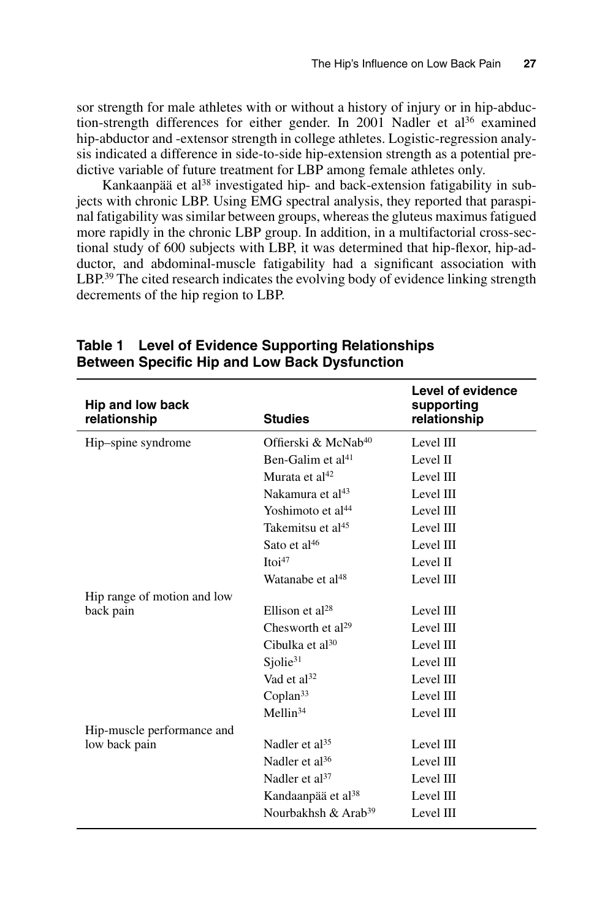sor strength for male athletes with or without a history of injury or in hip-abduction-strength differences for either gender. In 2001 Nadler et al[36] examined hip-abductor and -extensor strength in college athletes. Logistic-regression analysis indicated a difference in side-to-side hip-extension strength as a potential predictive variable of future treatment for LBP among female athletes only.

Kankaanpää et al[38] investigated hip- and back-extension fatigability in subjects with chronic LBP. Using EMG spectral analysis, they reported that paraspinal fatigability was similar between groups, whereas the gluteus maximus fatigued more rapidly in the chronic LBP group. In addition, in a multifactorial cross-sectional study of 600 subjects with LBP, it was determined that hip-flexor, hip-adductor, and abdominal-muscle fatigability had a significant association with LBP.[39] The cited research indicates the evolving body of evidence linking strength decrements of the hip region to LBP.

**Table 1 Level of Evidence Supporting Relationships Between Specific Hip and Low Back Dysfunction**

| Hip and low back relationship | Studies | Level of evidence supporting relationship |
|---|---|---|
| Hip–spine syndrome | Offierski & McNab[40] | Level III |
| | Ben-Galim et al[41] | Level II |
| | Murata et al[42] | Level III |
| | Nakamura et al[43] | Level III |
| | Yoshimoto et al[44] | Level III |
| | Takemitsu et al[45] | Level III |
| | Sato et al[46] | Level III |
| | Itoi[47] | Level II |
| | Watanabe et al[48] | Level III |
| Hip range of motion and low back pain | Ellison et al[28] | Level III |
| | Chesworth et al[29] | Level III |
| | Cibulka et al[30] | Level III |
| | Sjolie[31] | Level III |
| | Vad et al[32] | Level III |
| | Coplan[33] | Level III |
| | Mellin[34] | Level III |
| Hip-muscle performance and low back pain | Nadler et al[35] | Level III |
| | Nadler et al[36] | Level III |
| | Nadler et al[37] | Level III |
| | Kandaanpää et al[38] | Level III |
| | Nourbakhsh & Arab[39] | Level III |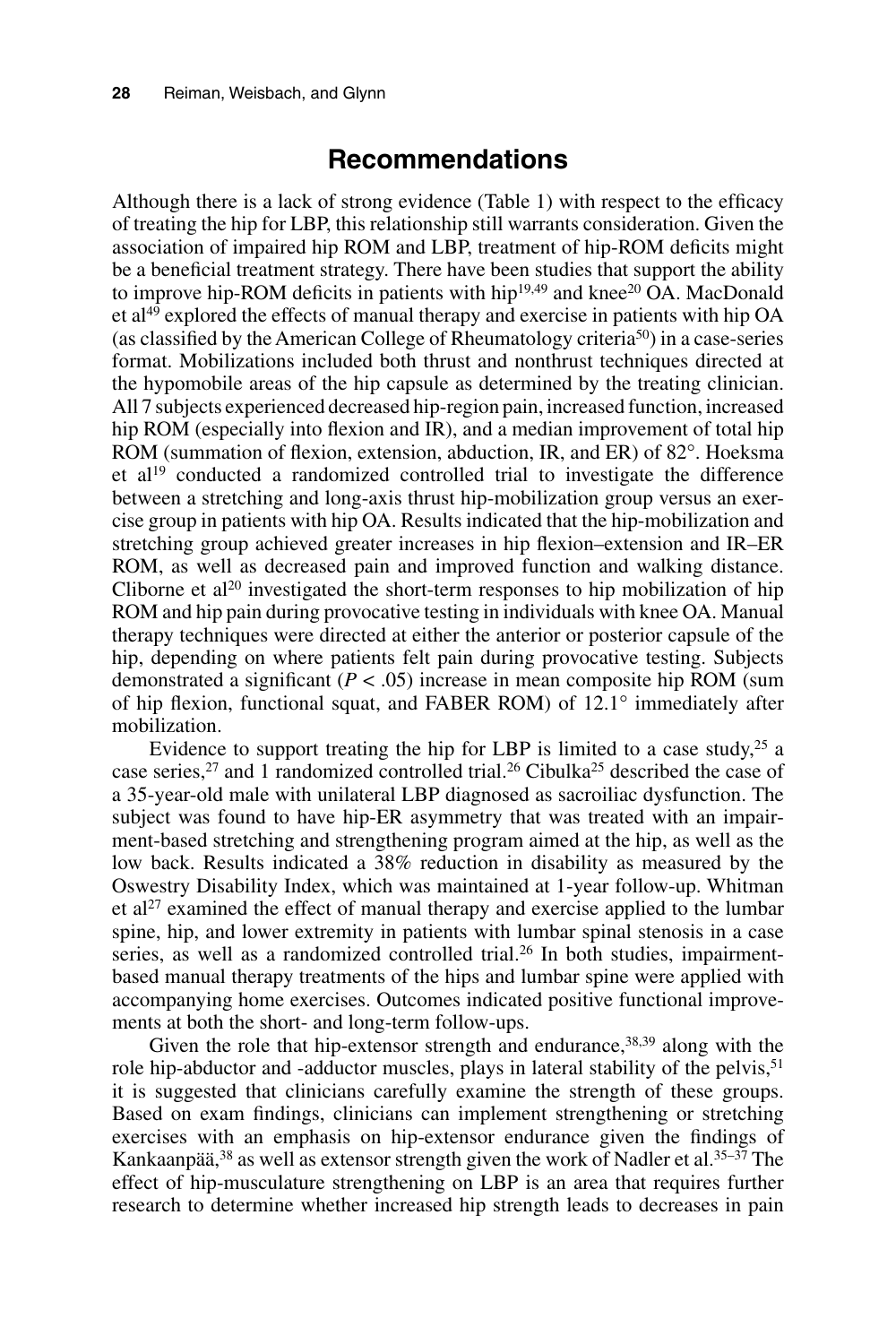## Recommendations

Although there is a lack of strong evidence (Table 1) with respect to the efficacy of treating the hip for LBP, this relationship still warrants consideration. Given the association of impaired hip ROM and LBP, treatment of hip-ROM deficits might be a beneficial treatment strategy. There have been studies that support the ability to improve hip-ROM deficits in patients with hip[19,49] and knee[20] OA. MacDonald et al[49] explored the effects of manual therapy and exercise in patients with hip OA (as classified by the American College of Rheumatology criteria[50]) in a case-series format. Mobilizations included both thrust and nonthrust techniques directed at the hypomobile areas of the hip capsule as determined by the treating clinician. All 7 subjects experienced decreased hip-region pain, increased function, increased hip ROM (especially into flexion and IR), and a median improvement of total hip ROM (summation of flexion, extension, abduction, IR, and ER) of 82°. Hoeksma et al[19] conducted a randomized controlled trial to investigate the difference between a stretching and long-axis thrust hip-mobilization group versus an exercise group in patients with hip OA. Results indicated that the hip-mobilization and stretching group achieved greater increases in hip flexion–extension and IR–ER ROM, as well as decreased pain and improved function and walking distance. Cliborne et al[20] investigated the short-term responses to hip mobilization of hip ROM and hip pain during provocative testing in individuals with knee OA. Manual therapy techniques were directed at either the anterior or posterior capsule of the hip, depending on where patients felt pain during provocative testing. Subjects demonstrated a significant ($P < .05$) increase in mean composite hip ROM (sum of hip flexion, functional squat, and FABER ROM) of 12.1° immediately after mobilization.

Evidence to support treating the hip for LBP is limited to a case study,[25] a case series,[27] and 1 randomized controlled trial.[26] Cibulka[25] described the case of a 35-year-old male with unilateral LBP diagnosed as sacroiliac dysfunction. The subject was found to have hip-ER asymmetry that was treated with an impairment-based stretching and strengthening program aimed at the hip, as well as the low back. Results indicated a 38% reduction in disability as measured by the Oswestry Disability Index, which was maintained at 1-year follow-up. Whitman et al[27] examined the effect of manual therapy and exercise applied to the lumbar spine, hip, and lower extremity in patients with lumbar spinal stenosis in a case series, as well as a randomized controlled trial.[26] In both studies, impairment-based manual therapy treatments of the hips and lumbar spine were applied with accompanying home exercises. Outcomes indicated positive functional improvements at both the short- and long-term follow-ups.

Given the role that hip-extensor strength and endurance,[38,39] along with the role hip-abductor and -adductor muscles, plays in lateral stability of the pelvis,[51] it is suggested that clinicians carefully examine the strength of these groups. Based on exam findings, clinicians can implement strengthening or stretching exercises with an emphasis on hip-extensor endurance given the findings of Kankaanpää,[38] as well as extensor strength given the work of Nadler et al.[35–37] The effect of hip-musculature strengthening on LBP is an area that requires further research to determine whether increased hip strength leads to decreases in pain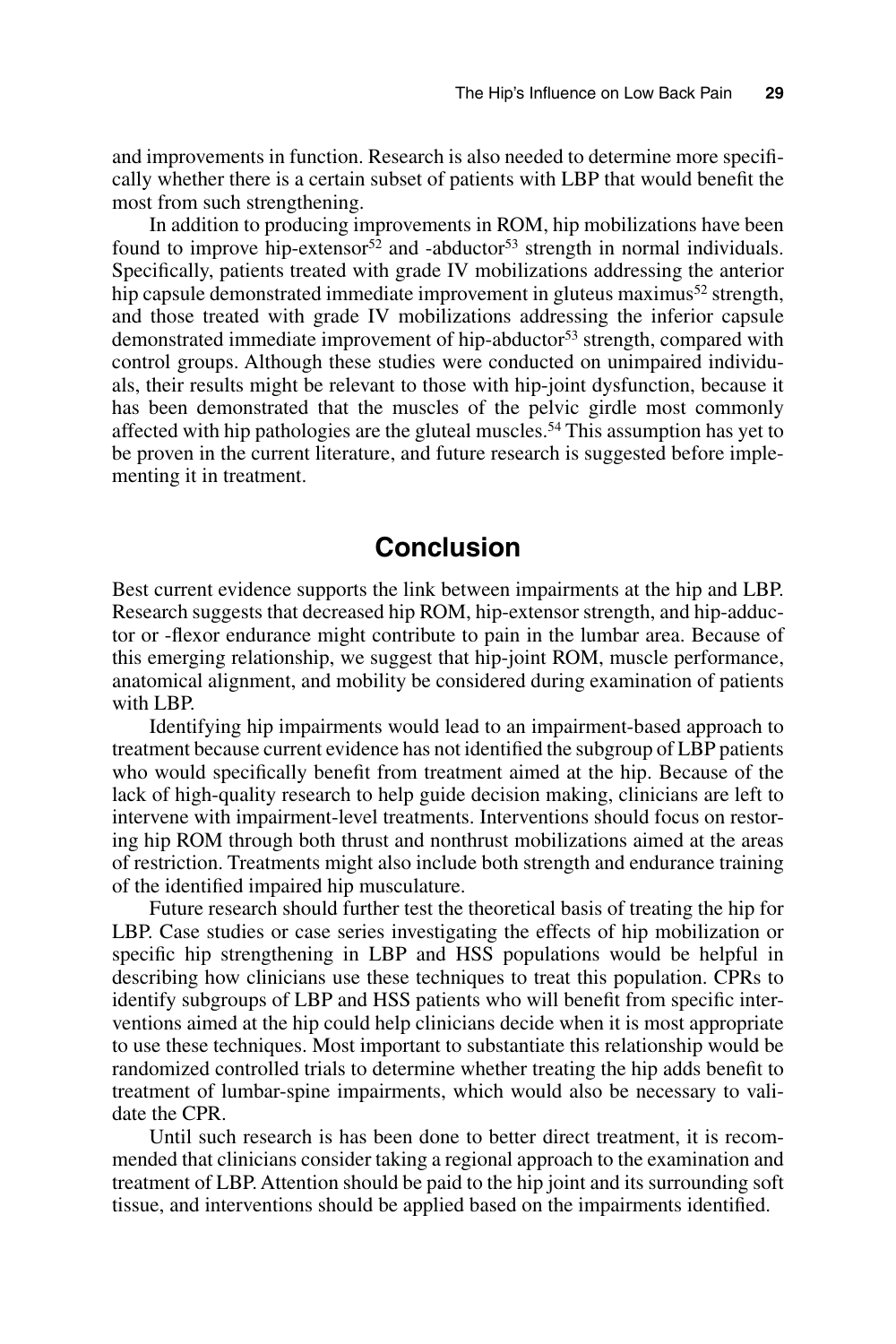and improvements in function. Research is also needed to determine more specifically whether there is a certain subset of patients with LBP that would benefit the most from such strengthening.

In addition to producing improvements in ROM, hip mobilizations have been found to improve hip-extensor[52] and -abductor[53] strength in normal individuals. Specifically, patients treated with grade IV mobilizations addressing the anterior hip capsule demonstrated immediate improvement in gluteus maximus[52] strength, and those treated with grade IV mobilizations addressing the inferior capsule demonstrated immediate improvement of hip-abductor[53] strength, compared with control groups. Although these studies were conducted on unimpaired individuals, their results might be relevant to those with hip-joint dysfunction, because it has been demonstrated that the muscles of the pelvic girdle most commonly affected with hip pathologies are the gluteal muscles.[54] This assumption has yet to be proven in the current literature, and future research is suggested before implementing it in treatment.

## Conclusion

Best current evidence supports the link between impairments at the hip and LBP. Research suggests that decreased hip ROM, hip-extensor strength, and hip-adductor or -flexor endurance might contribute to pain in the lumbar area. Because of this emerging relationship, we suggest that hip-joint ROM, muscle performance, anatomical alignment, and mobility be considered during examination of patients with LBP.

Identifying hip impairments would lead to an impairment-based approach to treatment because current evidence has not identified the subgroup of LBP patients who would specifically benefit from treatment aimed at the hip. Because of the lack of high-quality research to help guide decision making, clinicians are left to intervene with impairment-level treatments. Interventions should focus on restoring hip ROM through both thrust and nonthrust mobilizations aimed at the areas of restriction. Treatments might also include both strength and endurance training of the identified impaired hip musculature.

Future research should further test the theoretical basis of treating the hip for LBP. Case studies or case series investigating the effects of hip mobilization or specific hip strengthening in LBP and HSS populations would be helpful in describing how clinicians use these techniques to treat this population. CPRs to identify subgroups of LBP and HSS patients who will benefit from specific interventions aimed at the hip could help clinicians decide when it is most appropriate to use these techniques. Most important to substantiate this relationship would be randomized controlled trials to determine whether treating the hip adds benefit to treatment of lumbar-spine impairments, which would also be necessary to validate the CPR.

Until such research is has been done to better direct treatment, it is recommended that clinicians consider taking a regional approach to the examination and treatment of LBP. Attention should be paid to the hip joint and its surrounding soft tissue, and interventions should be applied based on the impairments identified.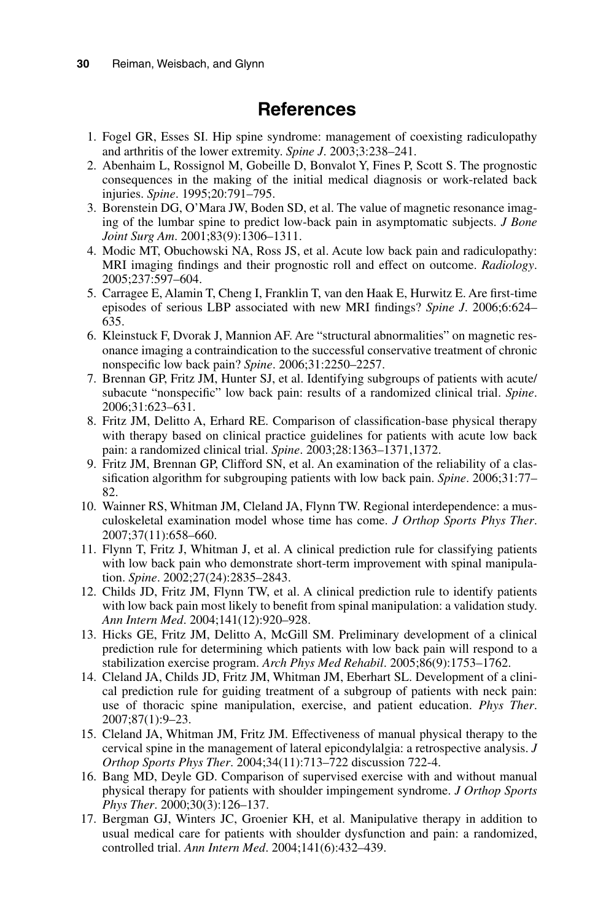## References

1. Fogel GR, Esses SI. Hip spine syndrome: management of coexisting radiculopathy and arthritis of the lower extremity. *Spine J*. 2003;3:238–241.
2. Abenhaim L, Rossignol M, Gobeille D, Bonvalot Y, Fines P, Scott S. The prognostic consequences in the making of the initial medical diagnosis or work-related back injuries. *Spine*. 1995;20:791–795.
3. Borenstein DG, O'Mara JW, Boden SD, et al. The value of magnetic resonance imaging of the lumbar spine to predict low-back pain in asymptomatic subjects. *J Bone Joint Surg Am*. 2001;83(9):1306–1311.
4. Modic MT, Obuchowski NA, Ross JS, et al. Acute low back pain and radiculopathy: MRI imaging findings and their prognostic roll and effect on outcome. *Radiology*. 2005;237:597–604.
5. Carragee E, Alamin T, Cheng I, Franklin T, van den Haak E, Hurwitz E. Are first-time episodes of serious LBP associated with new MRI findings? *Spine J*. 2006;6:624–635.
6. Kleinstuck F, Dvorak J, Mannion AF. Are "structural abnormalities" on magnetic resonance imaging a contraindication to the successful conservative treatment of chronic nonspecific low back pain? *Spine*. 2006;31:2250–2257.
7. Brennan GP, Fritz JM, Hunter SJ, et al. Identifying subgroups of patients with acute/subacute "nonspecific" low back pain: results of a randomized clinical trial. *Spine*. 2006;31:623–631.
8. Fritz JM, Delitto A, Erhard RE. Comparison of classification-base physical therapy with therapy based on clinical practice guidelines for patients with acute low back pain: a randomized clinical trial. *Spine*. 2003;28:1363–1371,1372.
9. Fritz JM, Brennan GP, Clifford SN, et al. An examination of the reliability of a classification algorithm for subgrouping patients with low back pain. *Spine*. 2006;31:77–82.
10. Wainner RS, Whitman JM, Cleland JA, Flynn TW. Regional interdependence: a musculoskeletal examination model whose time has come. *J Orthop Sports Phys Ther*. 2007;37(11):658–660.
11. Flynn T, Fritz J, Whitman J, et al. A clinical prediction rule for classifying patients with low back pain who demonstrate short-term improvement with spinal manipulation. *Spine*. 2002;27(24):2835–2843.
12. Childs JD, Fritz JM, Flynn TW, et al. A clinical prediction rule to identify patients with low back pain most likely to benefit from spinal manipulation: a validation study. *Ann Intern Med*. 2004;141(12):920–928.
13. Hicks GE, Fritz JM, Delitto A, McGill SM. Preliminary development of a clinical prediction rule for determining which patients with low back pain will respond to a stabilization exercise program. *Arch Phys Med Rehabil*. 2005;86(9):1753–1762.
14. Cleland JA, Childs JD, Fritz JM, Whitman JM, Eberhart SL. Development of a clinical prediction rule for guiding treatment of a subgroup of patients with neck pain: use of thoracic spine manipulation, exercise, and patient education. *Phys Ther*. 2007;87(1):9–23.
15. Cleland JA, Whitman JM, Fritz JM. Effectiveness of manual physical therapy to the cervical spine in the management of lateral epicondylalgia: a retrospective analysis. *J Orthop Sports Phys Ther*. 2004;34(11):713–722 discussion 722-4.
16. Bang MD, Deyle GD. Comparison of supervised exercise with and without manual physical therapy for patients with shoulder impingement syndrome. *J Orthop Sports Phys Ther*. 2000;30(3):126–137.
17. Bergman GJ, Winters JC, Groenier KH, et al. Manipulative therapy in addition to usual medical care for patients with shoulder dysfunction and pain: a randomized, controlled trial. *Ann Intern Med*. 2004;141(6):432–439.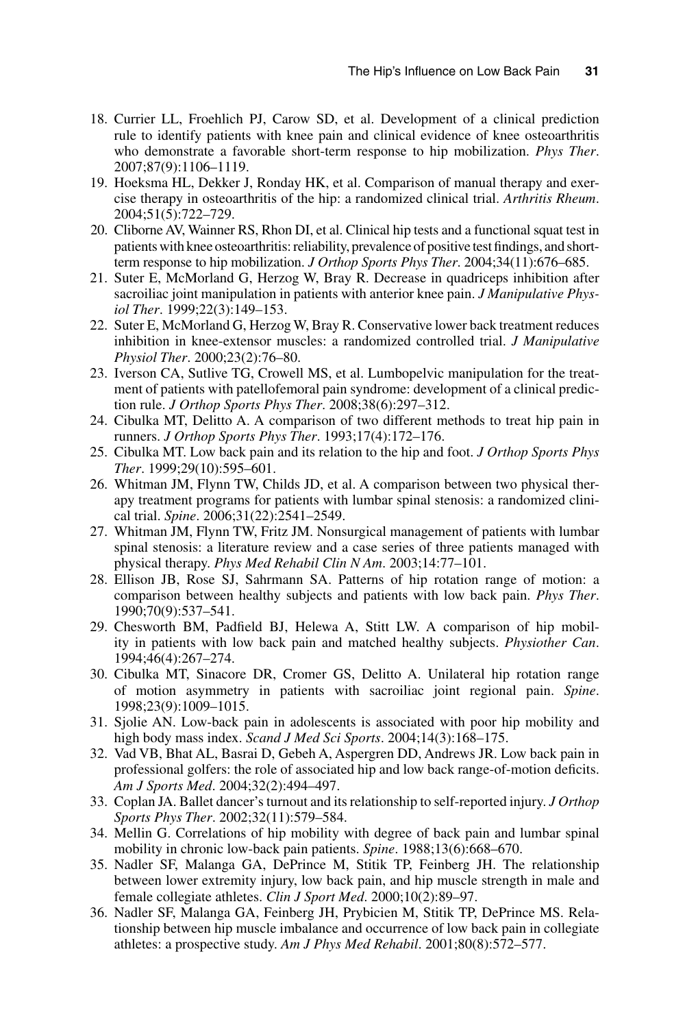18. Currier LL, Froehlich PJ, Carow SD, et al. Development of a clinical prediction rule to identify patients with knee pain and clinical evidence of knee osteoarthritis who demonstrate a favorable short-term response to hip mobilization. *Phys Ther*. 2007;87(9):1106–1119.
19. Hoeksma HL, Dekker J, Ronday HK, et al. Comparison of manual therapy and exercise therapy in osteoarthritis of the hip: a randomized clinical trial. *Arthritis Rheum*. 2004;51(5):722–729.
20. Cliborne AV, Wainner RS, Rhon DI, et al. Clinical hip tests and a functional squat test in patients with knee osteoarthritis: reliability, prevalence of positive test findings, and short-term response to hip mobilization. *J Orthop Sports Phys Ther*. 2004;34(11):676–685.
21. Suter E, McMorland G, Herzog W, Bray R. Decrease in quadriceps inhibition after sacroiliac joint manipulation in patients with anterior knee pain. *J Manipulative Physiol Ther*. 1999;22(3):149–153.
22. Suter E, McMorland G, Herzog W, Bray R. Conservative lower back treatment reduces inhibition in knee-extensor muscles: a randomized controlled trial. *J Manipulative Physiol Ther*. 2000;23(2):76–80.
23. Iverson CA, Sutlive TG, Crowell MS, et al. Lumbopelvic manipulation for the treatment of patients with patellofemoral pain syndrome: development of a clinical prediction rule. *J Orthop Sports Phys Ther*. 2008;38(6):297–312.
24. Cibulka MT, Delitto A. A comparison of two different methods to treat hip pain in runners. *J Orthop Sports Phys Ther*. 1993;17(4):172–176.
25. Cibulka MT. Low back pain and its relation to the hip and foot. *J Orthop Sports Phys Ther*. 1999;29(10):595–601.
26. Whitman JM, Flynn TW, Childs JD, et al. A comparison between two physical therapy treatment programs for patients with lumbar spinal stenosis: a randomized clinical trial. *Spine*. 2006;31(22):2541–2549.
27. Whitman JM, Flynn TW, Fritz JM. Nonsurgical management of patients with lumbar spinal stenosis: a literature review and a case series of three patients managed with physical therapy. *Phys Med Rehabil Clin N Am*. 2003;14:77–101.
28. Ellison JB, Rose SJ, Sahrmann SA. Patterns of hip rotation range of motion: a comparison between healthy subjects and patients with low back pain. *Phys Ther*. 1990;70(9):537–541.
29. Chesworth BM, Padfield BJ, Helewa A, Stitt LW. A comparison of hip mobility in patients with low back pain and matched healthy subjects. *Physiother Can*. 1994;46(4):267–274.
30. Cibulka MT, Sinacore DR, Cromer GS, Delitto A. Unilateral hip rotation range of motion asymmetry in patients with sacroiliac joint regional pain. *Spine*. 1998;23(9):1009–1015.
31. Sjolie AN. Low-back pain in adolescents is associated with poor hip mobility and high body mass index. *Scand J Med Sci Sports*. 2004;14(3):168–175.
32. Vad VB, Bhat AL, Basrai D, Gebeh A, Aspergren DD, Andrews JR. Low back pain in professional golfers: the role of associated hip and low back range-of-motion deficits. *Am J Sports Med*. 2004;32(2):494–497.
33. Coplan JA. Ballet dancer's turnout and its relationship to self-reported injury. *J Orthop Sports Phys Ther*. 2002;32(11):579–584.
34. Mellin G. Correlations of hip mobility with degree of back pain and lumbar spinal mobility in chronic low-back pain patients. *Spine*. 1988;13(6):668–670.
35. Nadler SF, Malanga GA, DePrince M, Stitik TP, Feinberg JH. The relationship between lower extremity injury, low back pain, and hip muscle strength in male and female collegiate athletes. *Clin J Sport Med*. 2000;10(2):89–97.
36. Nadler SF, Malanga GA, Feinberg JH, Prybicien M, Stitik TP, DePrince MS. Relationship between hip muscle imbalance and occurrence of low back pain in collegiate athletes: a prospective study. *Am J Phys Med Rehabil*. 2001;80(8):572–577.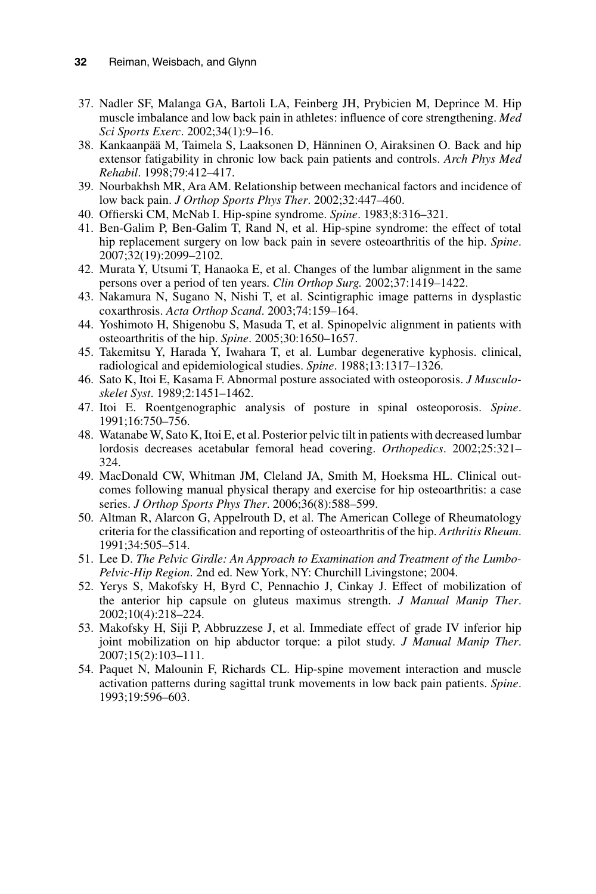37. Nadler SF, Malanga GA, Bartoli LA, Feinberg JH, Prybicien M, Deprince M. Hip muscle imbalance and low back pain in athletes: influence of core strengthening. *Med Sci Sports Exerc*. 2002;34(1):9–16.
38. Kankaanpää M, Taimela S, Laaksonen D, Hänninen O, Airaksinen O. Back and hip extensor fatigability in chronic low back pain patients and controls. *Arch Phys Med Rehabil*. 1998;79:412–417.
39. Nourbakhsh MR, Ara AM. Relationship between mechanical factors and incidence of low back pain. *J Orthop Sports Phys Ther*. 2002;32:447–460.
40. Offierski CM, McNab I. Hip-spine syndrome. *Spine*. 1983;8:316–321.
41. Ben-Galim P, Ben-Galim T, Rand N, et al. Hip-spine syndrome: the effect of total hip replacement surgery on low back pain in severe osteoarthritis of the hip. *Spine*. 2007;32(19):2099–2102.
42. Murata Y, Utsumi T, Hanaoka E, et al. Changes of the lumbar alignment in the same persons over a period of ten years. *Clin Orthop Surg.* 2002;37:1419–1422.
43. Nakamura N, Sugano N, Nishi T, et al. Scintigraphic image patterns in dysplastic coxarthrosis. *Acta Orthop Scand*. 2003;74:159–164.
44. Yoshimoto H, Shigenobu S, Masuda T, et al. Spinopelvic alignment in patients with osteoarthritis of the hip. *Spine*. 2005;30:1650–1657.
45. Takemitsu Y, Harada Y, Iwahara T, et al. Lumbar degenerative kyphosis. clinical, radiological and epidemiological studies. *Spine*. 1988;13:1317–1326.
46. Sato K, Itoi E, Kasama F. Abnormal posture associated with osteoporosis. *J Musculoskelet Syst*. 1989;2:1451–1462.
47. Itoi E. Roentgenographic analysis of posture in spinal osteoporosis. *Spine*. 1991;16:750–756.
48. Watanabe W, Sato K, Itoi E, et al. Posterior pelvic tilt in patients with decreased lumbar lordosis decreases acetabular femoral head covering. *Orthopedics*. 2002;25:321–324.
49. MacDonald CW, Whitman JM, Cleland JA, Smith M, Hoeksma HL. Clinical outcomes following manual physical therapy and exercise for hip osteoarthritis: a case series. *J Orthop Sports Phys Ther*. 2006;36(8):588–599.
50. Altman R, Alarcon G, Appelrouth D, et al. The American College of Rheumatology criteria for the classification and reporting of osteoarthritis of the hip. *Arthritis Rheum*. 1991;34:505–514.
51. Lee D. *The Pelvic Girdle: An Approach to Examination and Treatment of the Lumbo-Pelvic-Hip Region*. 2nd ed. New York, NY: Churchill Livingstone; 2004.
52. Yerys S, Makofsky H, Byrd C, Pennachio J, Cinkay J. Effect of mobilization of the anterior hip capsule on gluteus maximus strength. *J Manual Manip Ther*. 2002;10(4):218–224.
53. Makofsky H, Siji P, Abbruzzese J, et al. Immediate effect of grade IV inferior hip joint mobilization on hip abductor torque: a pilot study. *J Manual Manip Ther*. 2007;15(2):103–111.
54. Paquet N, Malounin F, Richards CL. Hip-spine movement interaction and muscle activation patterns during sagittal trunk movements in low back pain patients. *Spine*. 1993;19:596–603.